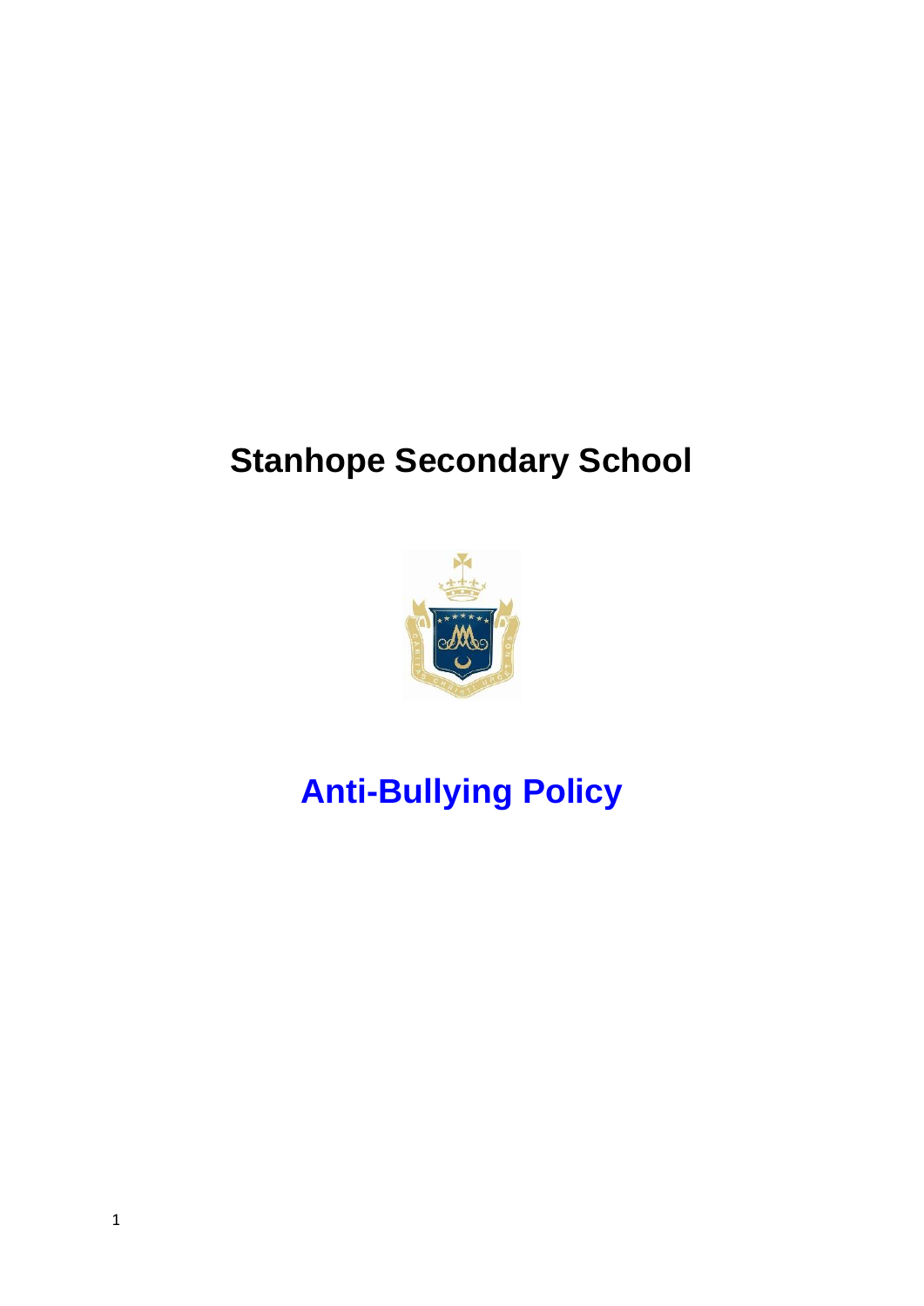# Stanhope Secondary School

# Anti-Bullying Policy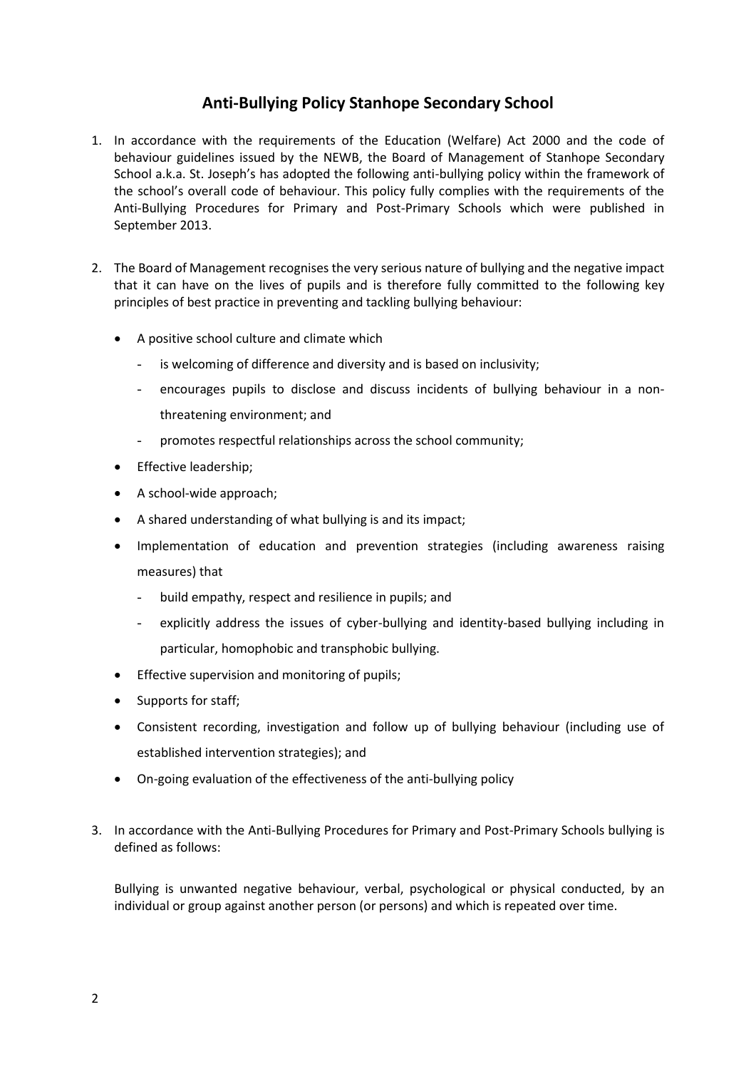# Anti-Bullying Policy Stanhope Secondary School

1. In accordance with the requirements of the Education (Welfare) Act 2000 and the code of behaviour guidelines issued by the NEWB, the Board of Management of Stanhope Secondary School a.k.a. St. Joseph's has adopted the following anti-bullying policy within the framework of the school's overall code of behaviour. This policy fully complies with the requirements of the Anti-Bullying Procedures for Primary and Post-Primary Schools which were published in September 2013.

2. The Board of Management recognises the very serious nature of bullying and the negative impact that it can have on the lives of pupils and is therefore fully committed to the following key principles of best practice in preventing and tackling bullying behaviour:

   - A positive school culture and climate which
     - is welcoming of difference and diversity and is based on inclusivity;
     - encourages pupils to disclose and discuss incidents of bullying behaviour in a non-threatening environment; and
     - promotes respectful relationships across the school community;
   - Effective leadership;
   - A school-wide approach;
   - A shared understanding of what bullying is and its impact;
   - Implementation of education and prevention strategies (including awareness raising measures) that
     - build empathy, respect and resilience in pupils; and
     - explicitly address the issues of cyber-bullying and identity-based bullying including in particular, homophobic and transphobic bullying.
   - Effective supervision and monitoring of pupils;
   - Supports for staff;
   - Consistent recording, investigation and follow up of bullying behaviour (including use of established intervention strategies); and
   - On-going evaluation of the effectiveness of the anti-bullying policy

3. In accordance with the Anti-Bullying Procedures for Primary and Post-Primary Schools bullying is defined as follows:

   Bullying is unwanted negative behaviour, verbal, psychological or physical conducted, by an individual or group against another person (or persons) and which is repeated over time.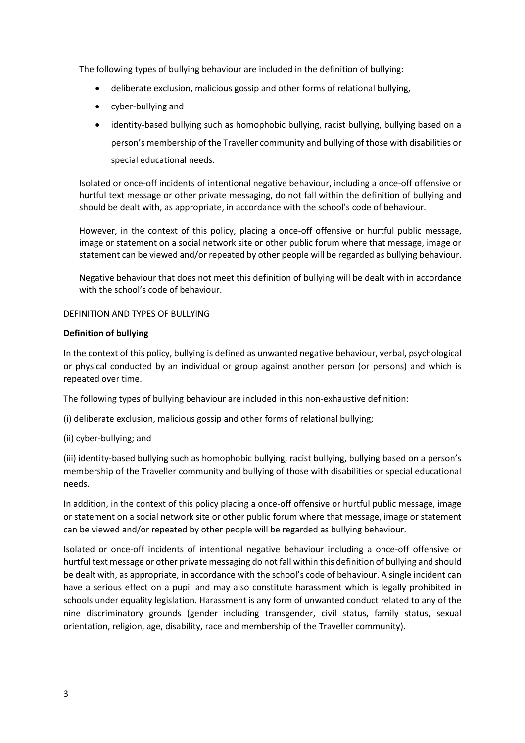The following types of bullying behaviour are included in the definition of bullying:

- deliberate exclusion, malicious gossip and other forms of relational bullying,
- cyber-bullying and
- identity-based bullying such as homophobic bullying, racist bullying, bullying based on a person's membership of the Traveller community and bullying of those with disabilities or special educational needs.

Isolated or once-off incidents of intentional negative behaviour, including a once-off offensive or hurtful text message or other private messaging, do not fall within the definition of bullying and should be dealt with, as appropriate, in accordance with the school's code of behaviour.

However, in the context of this policy, placing a once-off offensive or hurtful public message, image or statement on a social network site or other public forum where that message, image or statement can be viewed and/or repeated by other people will be regarded as bullying behaviour.

Negative behaviour that does not meet this definition of bullying will be dealt with in accordance with the school's code of behaviour.

DEFINITION AND TYPES OF BULLYING

**Definition of bullying**

In the context of this policy, bullying is defined as unwanted negative behaviour, verbal, psychological or physical conducted by an individual or group against another person (or persons) and which is repeated over time.

The following types of bullying behaviour are included in this non-exhaustive definition:

(i) deliberate exclusion, malicious gossip and other forms of relational bullying;

(ii) cyber-bullying; and

(iii) identity-based bullying such as homophobic bullying, racist bullying, bullying based on a person's membership of the Traveller community and bullying of those with disabilities or special educational needs.

In addition, in the context of this policy placing a once-off offensive or hurtful public message, image or statement on a social network site or other public forum where that message, image or statement can be viewed and/or repeated by other people will be regarded as bullying behaviour.

Isolated or once-off incidents of intentional negative behaviour including a once-off offensive or hurtful text message or other private messaging do not fall within this definition of bullying and should be dealt with, as appropriate, in accordance with the school's code of behaviour. A single incident can have a serious effect on a pupil and may also constitute harassment which is legally prohibited in schools under equality legislation. Harassment is any form of unwanted conduct related to any of the nine discriminatory grounds (gender including transgender, civil status, family status, sexual orientation, religion, age, disability, race and membership of the Traveller community).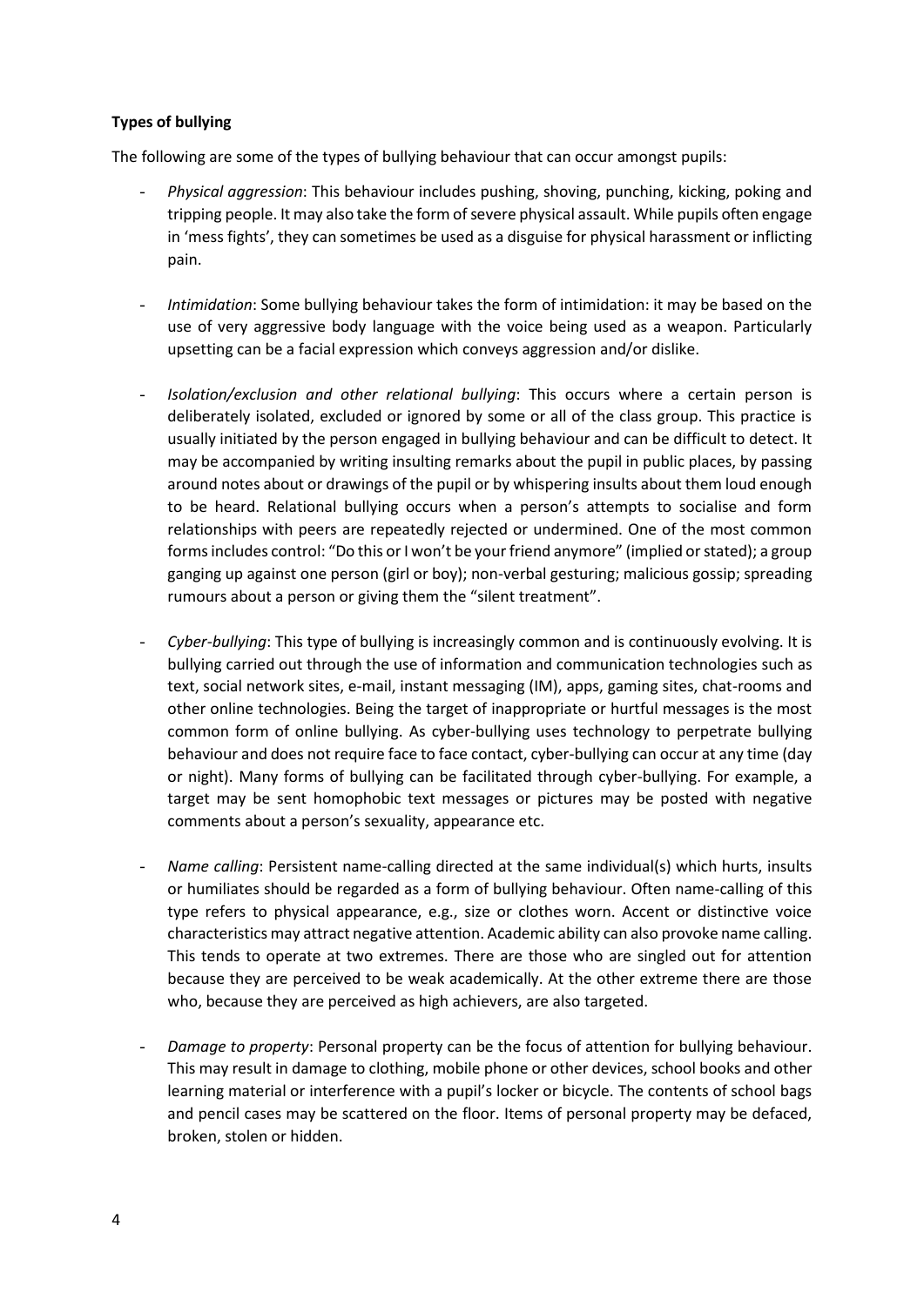**Types of bullying**

The following are some of the types of bullying behaviour that can occur amongst pupils:

- *Physical aggression*: This behaviour includes pushing, shoving, punching, kicking, poking and tripping people. It may also take the form of severe physical assault. While pupils often engage in 'mess fights', they can sometimes be used as a disguise for physical harassment or inflicting pain.

- *Intimidation*: Some bullying behaviour takes the form of intimidation: it may be based on the use of very aggressive body language with the voice being used as a weapon. Particularly upsetting can be a facial expression which conveys aggression and/or dislike.

- *Isolation/exclusion and other relational bullying*: This occurs where a certain person is deliberately isolated, excluded or ignored by some or all of the class group. This practice is usually initiated by the person engaged in bullying behaviour and can be difficult to detect. It may be accompanied by writing insulting remarks about the pupil in public places, by passing around notes about or drawings of the pupil or by whispering insults about them loud enough to be heard. Relational bullying occurs when a person's attempts to socialise and form relationships with peers are repeatedly rejected or undermined. One of the most common forms includes control: "Do this or I won't be your friend anymore" (implied or stated); a group ganging up against one person (girl or boy); non-verbal gesturing; malicious gossip; spreading rumours about a person or giving them the "silent treatment".

- *Cyber-bullying*: This type of bullying is increasingly common and is continuously evolving. It is bullying carried out through the use of information and communication technologies such as text, social network sites, e-mail, instant messaging (IM), apps, gaming sites, chat-rooms and other online technologies. Being the target of inappropriate or hurtful messages is the most common form of online bullying. As cyber-bullying uses technology to perpetrate bullying behaviour and does not require face to face contact, cyber-bullying can occur at any time (day or night). Many forms of bullying can be facilitated through cyber-bullying. For example, a target may be sent homophobic text messages or pictures may be posted with negative comments about a person's sexuality, appearance etc.

- *Name calling*: Persistent name-calling directed at the same individual(s) which hurts, insults or humiliates should be regarded as a form of bullying behaviour. Often name-calling of this type refers to physical appearance, e.g., size or clothes worn. Accent or distinctive voice characteristics may attract negative attention. Academic ability can also provoke name calling. This tends to operate at two extremes. There are those who are singled out for attention because they are perceived to be weak academically. At the other extreme there are those who, because they are perceived as high achievers, are also targeted.

- *Damage to property*: Personal property can be the focus of attention for bullying behaviour. This may result in damage to clothing, mobile phone or other devices, school books and other learning material or interference with a pupil's locker or bicycle. The contents of school bags and pencil cases may be scattered on the floor. Items of personal property may be defaced, broken, stolen or hidden.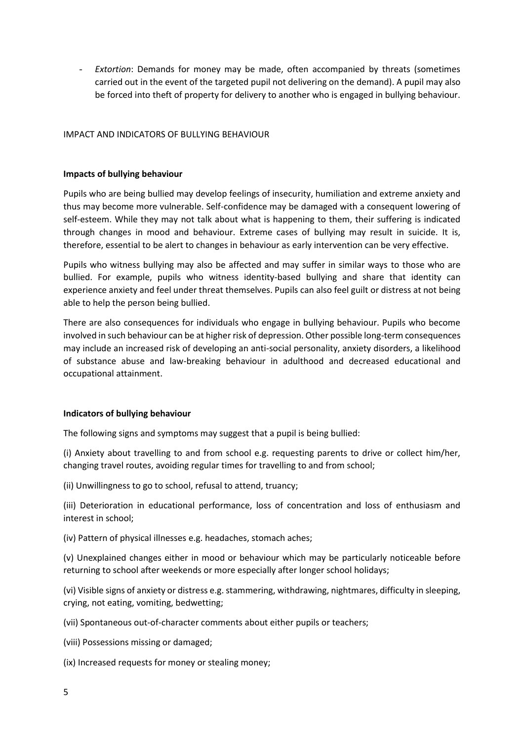- *Extortion*: Demands for money may be made, often accompanied by threats (sometimes carried out in the event of the targeted pupil not delivering on the demand). A pupil may also be forced into theft of property for delivery to another who is engaged in bullying behaviour.

## IMPACT AND INDICATORS OF BULLYING BEHAVIOUR

### Impacts of bullying behaviour

Pupils who are being bullied may develop feelings of insecurity, humiliation and extreme anxiety and thus may become more vulnerable. Self-confidence may be damaged with a consequent lowering of self-esteem. While they may not talk about what is happening to them, their suffering is indicated through changes in mood and behaviour. Extreme cases of bullying may result in suicide. It is, therefore, essential to be alert to changes in behaviour as early intervention can be very effective.

Pupils who witness bullying may also be affected and may suffer in similar ways to those who are bullied. For example, pupils who witness identity-based bullying and share that identity can experience anxiety and feel under threat themselves. Pupils can also feel guilt or distress at not being able to help the person being bullied.

There are also consequences for individuals who engage in bullying behaviour. Pupils who become involved in such behaviour can be at higher risk of depression. Other possible long-term consequences may include an increased risk of developing an anti-social personality, anxiety disorders, a likelihood of substance abuse and law-breaking behaviour in adulthood and decreased educational and occupational attainment.

### Indicators of bullying behaviour

The following signs and symptoms may suggest that a pupil is being bullied:

(i) Anxiety about travelling to and from school e.g. requesting parents to drive or collect him/her, changing travel routes, avoiding regular times for travelling to and from school;

(ii) Unwillingness to go to school, refusal to attend, truancy;

(iii) Deterioration in educational performance, loss of concentration and loss of enthusiasm and interest in school;

(iv) Pattern of physical illnesses e.g. headaches, stomach aches;

(v) Unexplained changes either in mood or behaviour which may be particularly noticeable before returning to school after weekends or more especially after longer school holidays;

(vi) Visible signs of anxiety or distress e.g. stammering, withdrawing, nightmares, difficulty in sleeping, crying, not eating, vomiting, bedwetting;

(vii) Spontaneous out-of-character comments about either pupils or teachers;

(viii) Possessions missing or damaged;

(ix) Increased requests for money or stealing money;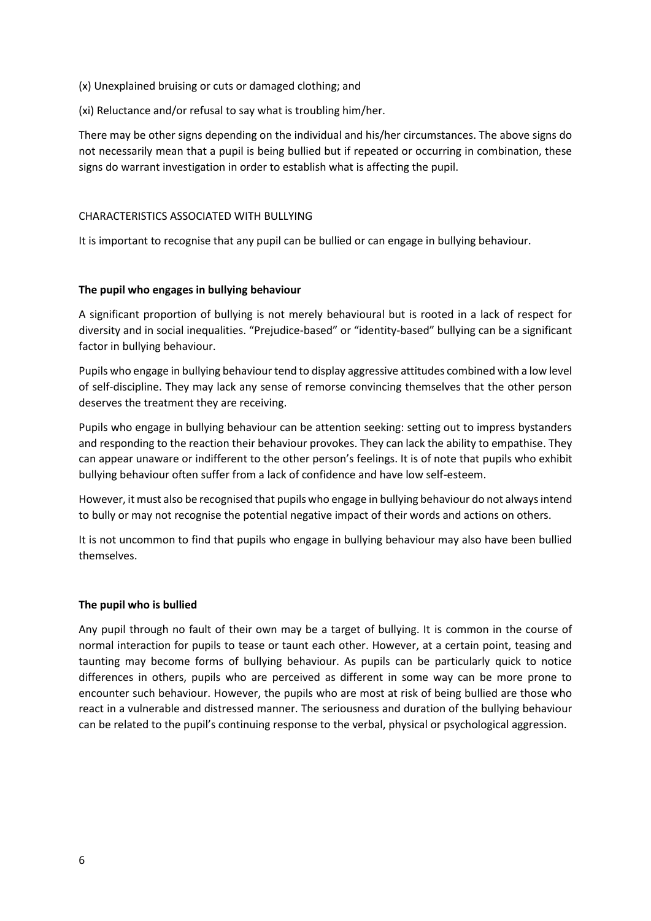(x) Unexplained bruising or cuts or damaged clothing; and

(xi) Reluctance and/or refusal to say what is troubling him/her.

There may be other signs depending on the individual and his/her circumstances. The above signs do not necessarily mean that a pupil is being bullied but if repeated or occurring in combination, these signs do warrant investigation in order to establish what is affecting the pupil.

CHARACTERISTICS ASSOCIATED WITH BULLYING

It is important to recognise that any pupil can be bullied or can engage in bullying behaviour.

**The pupil who engages in bullying behaviour**

A significant proportion of bullying is not merely behavioural but is rooted in a lack of respect for diversity and in social inequalities. "Prejudice-based" or "identity-based" bullying can be a significant factor in bullying behaviour.

Pupils who engage in bullying behaviour tend to display aggressive attitudes combined with a low level of self-discipline. They may lack any sense of remorse convincing themselves that the other person deserves the treatment they are receiving.

Pupils who engage in bullying behaviour can be attention seeking: setting out to impress bystanders and responding to the reaction their behaviour provokes. They can lack the ability to empathise. They can appear unaware or indifferent to the other person's feelings. It is of note that pupils who exhibit bullying behaviour often suffer from a lack of confidence and have low self-esteem.

However, it must also be recognised that pupils who engage in bullying behaviour do not always intend to bully or may not recognise the potential negative impact of their words and actions on others.

It is not uncommon to find that pupils who engage in bullying behaviour may also have been bullied themselves.

**The pupil who is bullied**

Any pupil through no fault of their own may be a target of bullying. It is common in the course of normal interaction for pupils to tease or taunt each other. However, at a certain point, teasing and taunting may become forms of bullying behaviour. As pupils can be particularly quick to notice differences in others, pupils who are perceived as different in some way can be more prone to encounter such behaviour. However, the pupils who are most at risk of being bullied are those who react in a vulnerable and distressed manner. The seriousness and duration of the bullying behaviour can be related to the pupil's continuing response to the verbal, physical or psychological aggression.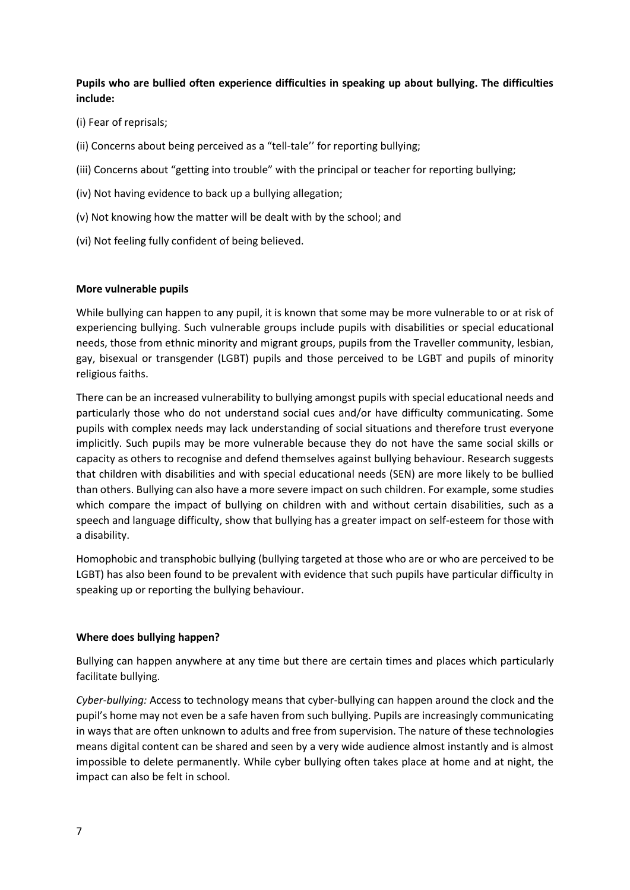**Pupils who are bullied often experience difficulties in speaking up about bullying. The difficulties include:**

(i) Fear of reprisals;

(ii) Concerns about being perceived as a "tell-tale'' for reporting bullying;

(iii) Concerns about "getting into trouble" with the principal or teacher for reporting bullying;

(iv) Not having evidence to back up a bullying allegation;

(v) Not knowing how the matter will be dealt with by the school; and

(vi) Not feeling fully confident of being believed.

**More vulnerable pupils**

While bullying can happen to any pupil, it is known that some may be more vulnerable to or at risk of experiencing bullying. Such vulnerable groups include pupils with disabilities or special educational needs, those from ethnic minority and migrant groups, pupils from the Traveller community, lesbian, gay, bisexual or transgender (LGBT) pupils and those perceived to be LGBT and pupils of minority religious faiths.

There can be an increased vulnerability to bullying amongst pupils with special educational needs and particularly those who do not understand social cues and/or have difficulty communicating. Some pupils with complex needs may lack understanding of social situations and therefore trust everyone implicitly. Such pupils may be more vulnerable because they do not have the same social skills or capacity as others to recognise and defend themselves against bullying behaviour. Research suggests that children with disabilities and with special educational needs (SEN) are more likely to be bullied than others. Bullying can also have a more severe impact on such children. For example, some studies which compare the impact of bullying on children with and without certain disabilities, such as a speech and language difficulty, show that bullying has a greater impact on self-esteem for those with a disability.

Homophobic and transphobic bullying (bullying targeted at those who are or who are perceived to be LGBT) has also been found to be prevalent with evidence that such pupils have particular difficulty in speaking up or reporting the bullying behaviour.

**Where does bullying happen?**

Bullying can happen anywhere at any time but there are certain times and places which particularly facilitate bullying.

*Cyber-bullying:* Access to technology means that cyber-bullying can happen around the clock and the pupil's home may not even be a safe haven from such bullying. Pupils are increasingly communicating in ways that are often unknown to adults and free from supervision. The nature of these technologies means digital content can be shared and seen by a very wide audience almost instantly and is almost impossible to delete permanently. While cyber bullying often takes place at home and at night, the impact can also be felt in school.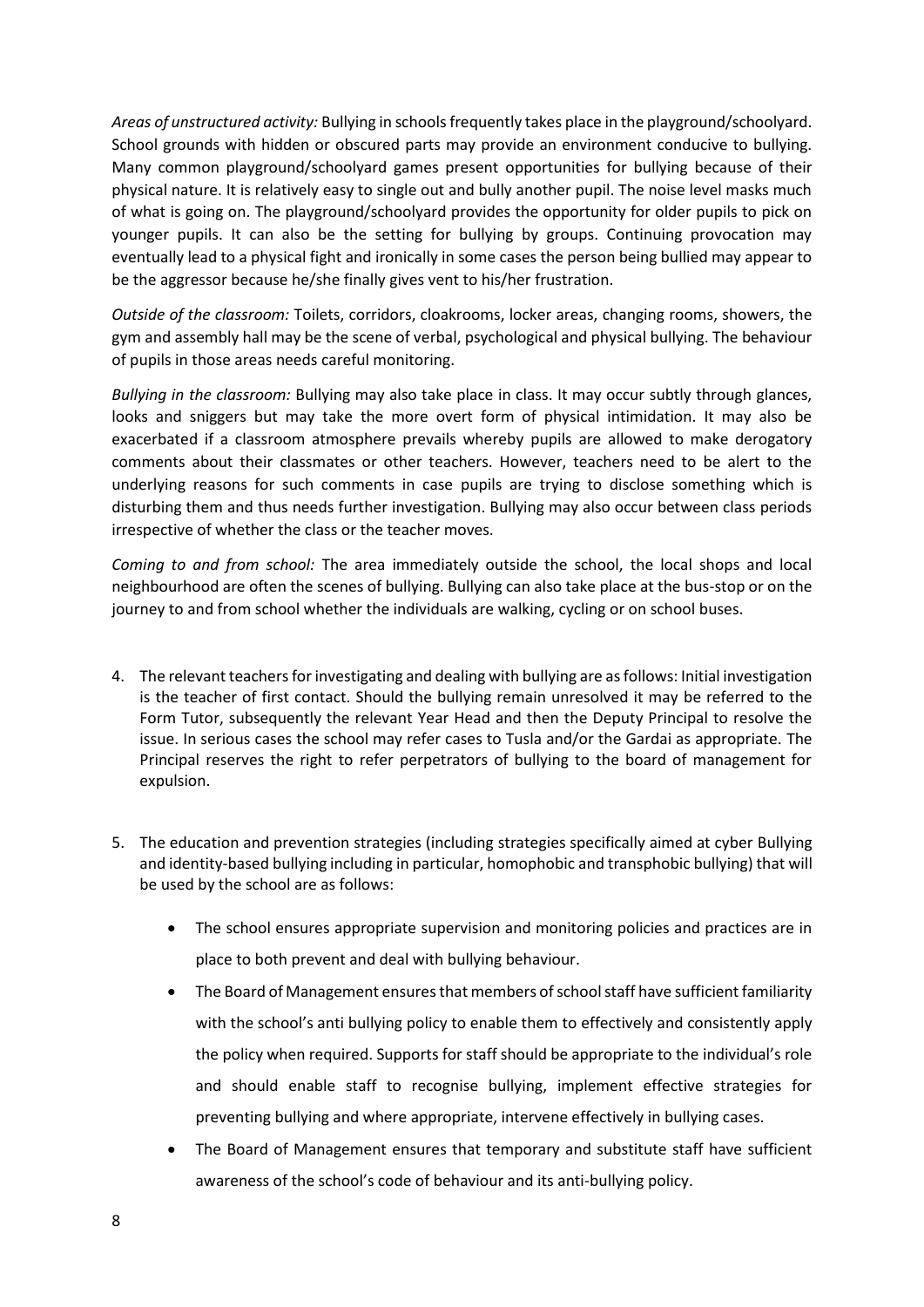*Areas of unstructured activity:* Bullying in schools frequently takes place in the playground/schoolyard. School grounds with hidden or obscured parts may provide an environment conducive to bullying. Many common playground/schoolyard games present opportunities for bullying because of their physical nature. It is relatively easy to single out and bully another pupil. The noise level masks much of what is going on. The playground/schoolyard provides the opportunity for older pupils to pick on younger pupils. It can also be the setting for bullying by groups. Continuing provocation may eventually lead to a physical fight and ironically in some cases the person being bullied may appear to be the aggressor because he/she finally gives vent to his/her frustration.

*Outside of the classroom:* Toilets, corridors, cloakrooms, locker areas, changing rooms, showers, the gym and assembly hall may be the scene of verbal, psychological and physical bullying. The behaviour of pupils in those areas needs careful monitoring.

*Bullying in the classroom:* Bullying may also take place in class. It may occur subtly through glances, looks and sniggers but may take the more overt form of physical intimidation. It may also be exacerbated if a classroom atmosphere prevails whereby pupils are allowed to make derogatory comments about their classmates or other teachers. However, teachers need to be alert to the underlying reasons for such comments in case pupils are trying to disclose something which is disturbing them and thus needs further investigation. Bullying may also occur between class periods irrespective of whether the class or the teacher moves.

*Coming to and from school:* The area immediately outside the school, the local shops and local neighbourhood are often the scenes of bullying. Bullying can also take place at the bus-stop or on the journey to and from school whether the individuals are walking, cycling or on school buses.

4. The relevant teachers for investigating and dealing with bullying are as follows: Initial investigation is the teacher of first contact. Should the bullying remain unresolved it may be referred to the Form Tutor, subsequently the relevant Year Head and then the Deputy Principal to resolve the issue. In serious cases the school may refer cases to Tusla and/or the Gardai as appropriate. The Principal reserves the right to refer perpetrators of bullying to the board of management for expulsion.

5. The education and prevention strategies (including strategies specifically aimed at cyber Bullying and identity-based bullying including in particular, homophobic and transphobic bullying) that will be used by the school are as follows:

    - The school ensures appropriate supervision and monitoring policies and practices are in place to both prevent and deal with bullying behaviour.
    - The Board of Management ensures that members of school staff have sufficient familiarity with the school's anti bullying policy to enable them to effectively and consistently apply the policy when required. Supports for staff should be appropriate to the individual's role and should enable staff to recognise bullying, implement effective strategies for preventing bullying and where appropriate, intervene effectively in bullying cases.
    - The Board of Management ensures that temporary and substitute staff have sufficient awareness of the school's code of behaviour and its anti-bullying policy.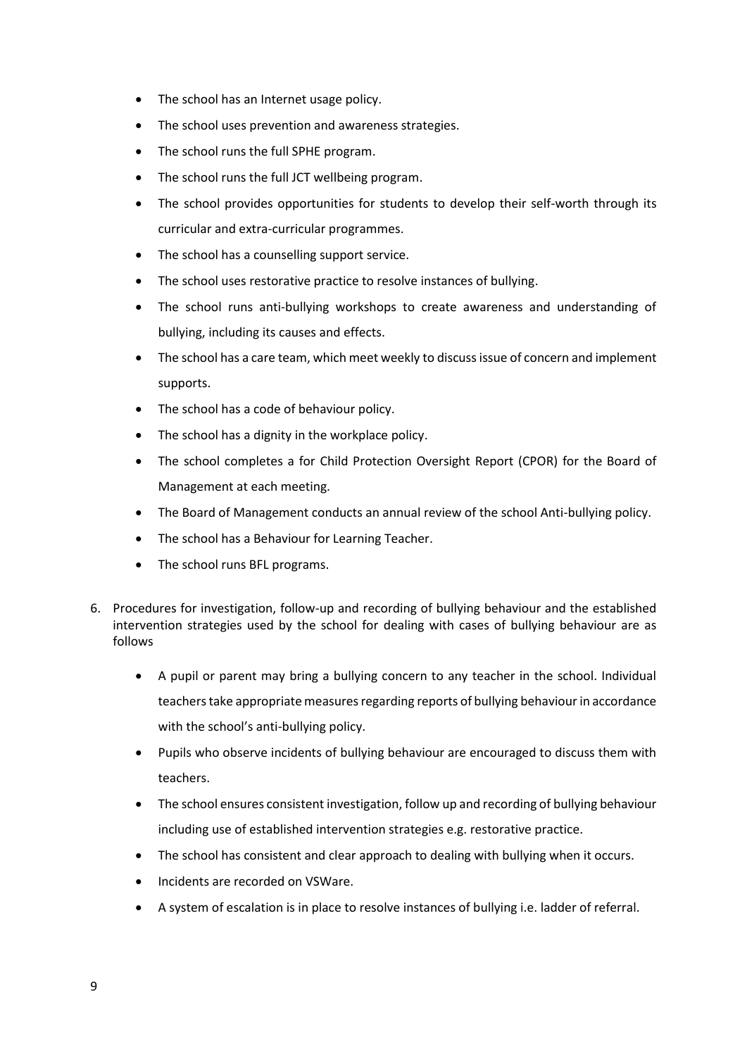- The school has an Internet usage policy.
- The school uses prevention and awareness strategies.
- The school runs the full SPHE program.
- The school runs the full JCT wellbeing program.
- The school provides opportunities for students to develop their self-worth through its curricular and extra-curricular programmes.
- The school has a counselling support service.
- The school uses restorative practice to resolve instances of bullying.
- The school runs anti-bullying workshops to create awareness and understanding of bullying, including its causes and effects.
- The school has a care team, which meet weekly to discuss issue of concern and implement supports.
- The school has a code of behaviour policy.
- The school has a dignity in the workplace policy.
- The school completes a for Child Protection Oversight Report (CPOR) for the Board of Management at each meeting.
- The Board of Management conducts an annual review of the school Anti-bullying policy.
- The school has a Behaviour for Learning Teacher.
- The school runs BFL programs.

6. Procedures for investigation, follow-up and recording of bullying behaviour and the established intervention strategies used by the school for dealing with cases of bullying behaviour are as follows

    - A pupil or parent may bring a bullying concern to any teacher in the school. Individual teachers take appropriate measures regarding reports of bullying behaviour in accordance with the school's anti-bullying policy.
    - Pupils who observe incidents of bullying behaviour are encouraged to discuss them with teachers.
    - The school ensures consistent investigation, follow up and recording of bullying behaviour including use of established intervention strategies e.g. restorative practice.
    - The school has consistent and clear approach to dealing with bullying when it occurs.
    - Incidents are recorded on VSWare.
    - A system of escalation is in place to resolve instances of bullying i.e. ladder of referral.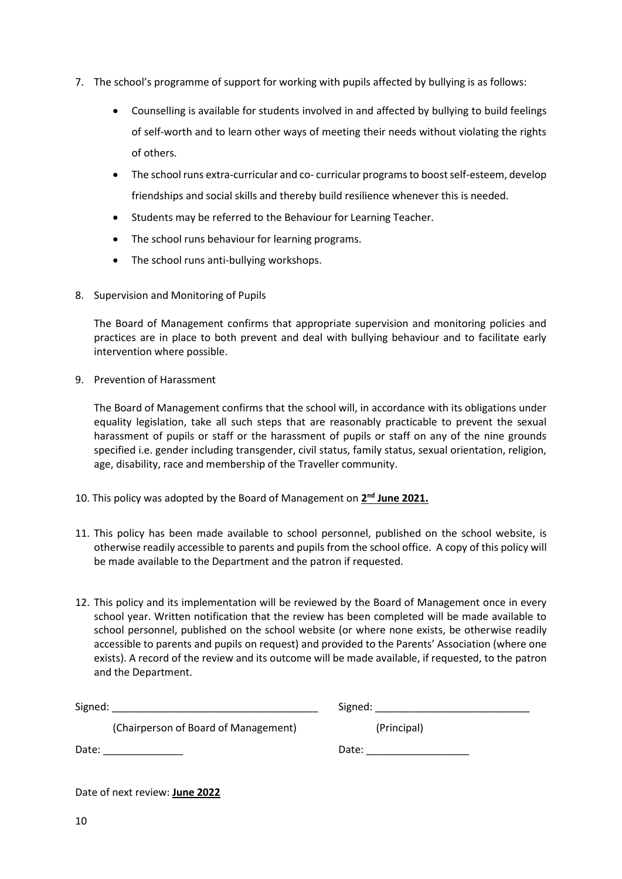7. The school's programme of support for working with pupils affected by bullying is as follows:

    - Counselling is available for students involved in and affected by bullying to build feelings of self-worth and to learn other ways of meeting their needs without violating the rights of others.
    - The school runs extra-curricular and co- curricular programs to boost self-esteem, develop friendships and social skills and thereby build resilience whenever this is needed.
    - Students may be referred to the Behaviour for Learning Teacher.
    - The school runs behaviour for learning programs.
    - The school runs anti-bullying workshops.

8. Supervision and Monitoring of Pupils

    The Board of Management confirms that appropriate supervision and monitoring policies and practices are in place to both prevent and deal with bullying behaviour and to facilitate early intervention where possible.

9. Prevention of Harassment

    The Board of Management confirms that the school will, in accordance with its obligations under equality legislation, take all such steps that are reasonably practicable to prevent the sexual harassment of pupils or staff or the harassment of pupils or staff on any of the nine grounds specified i.e. gender including transgender, civil status, family status, sexual orientation, religion, age, disability, race and membership of the Traveller community.

10. This policy was adopted by the Board of Management on **2nd June 2021.**

11. This policy has been made available to school personnel, published on the school website, is otherwise readily accessible to parents and pupils from the school office. A copy of this policy will be made available to the Department and the patron if requested.

12. This policy and its implementation will be reviewed by the Board of Management once in every school year. Written notification that the review has been completed will be made available to school personnel, published on the school website (or where none exists, be otherwise readily accessible to parents and pupils on request) and provided to the Parents' Association (where one exists). A record of the review and its outcome will be made available, if requested, to the patron and the Department.

Signed: ___________________________________ Signed: __________________________

(Chairperson of Board of Management) (Principal)

Date: ______________ Date: __________________

Date of next review: **June 2022**